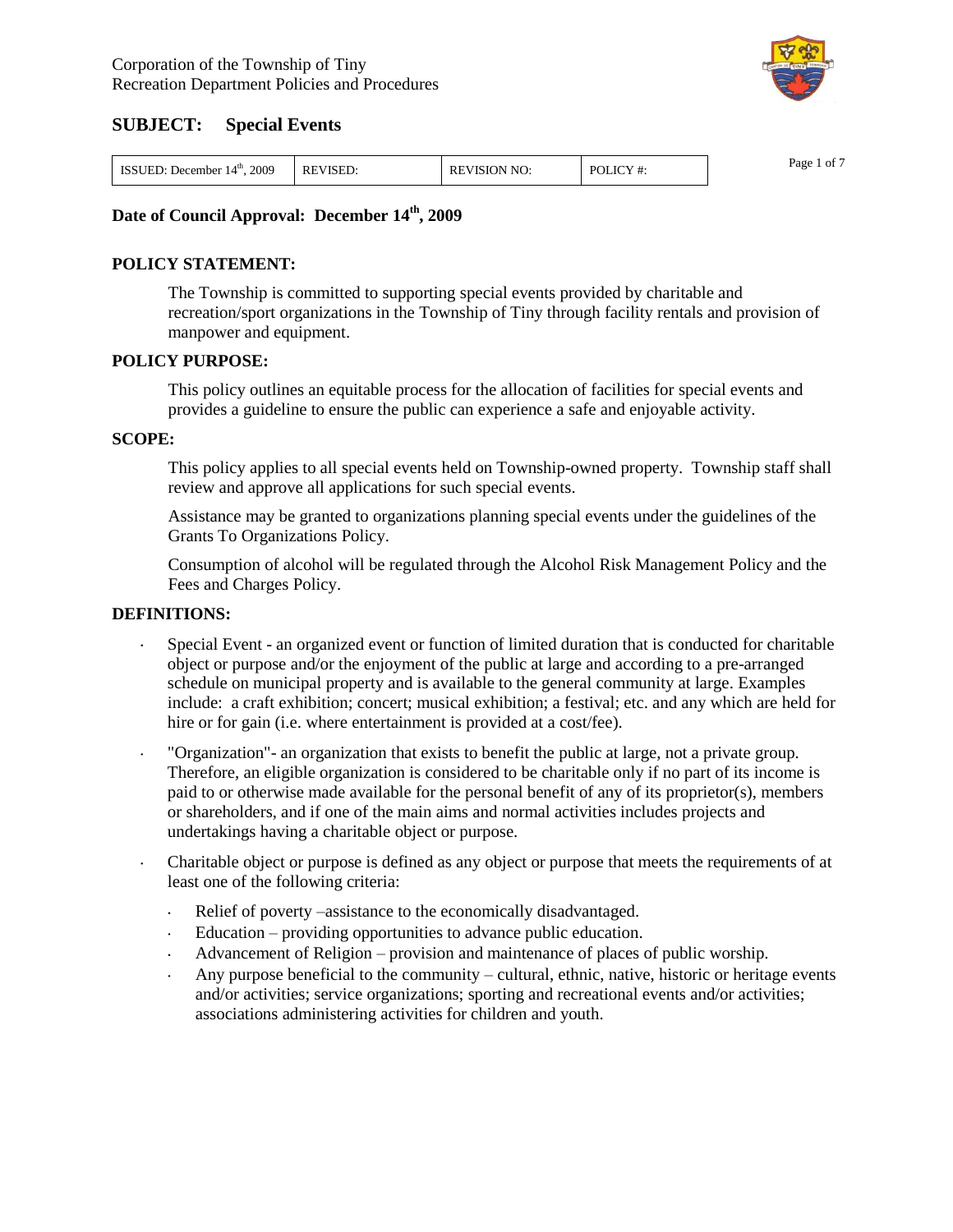Corporation of the Township of Tiny
Recreation Department Policies and Procedures

## SUBJECT: Special Events

| ISSUED: December 14th, 2009 | REVISED: | REVISION NO: | POLICY #: |
|---|---|---|---|

**Date of Council Approval: December 14th, 2009**

### POLICY STATEMENT:

The Township is committed to supporting special events provided by charitable and recreation/sport organizations in the Township of Tiny through facility rentals and provision of manpower and equipment.

### POLICY PURPOSE:

This policy outlines an equitable process for the allocation of facilities for special events and provides a guideline to ensure the public can experience a safe and enjoyable activity.

### SCOPE:

This policy applies to all special events held on Township-owned property. Township staff shall review and approve all applications for such special events.

Assistance may be granted to organizations planning special events under the guidelines of the Grants To Organizations Policy.

Consumption of alcohol will be regulated through the Alcohol Risk Management Policy and the Fees and Charges Policy.

### DEFINITIONS:

- Special Event - an organized event or function of limited duration that is conducted for charitable object or purpose and/or the enjoyment of the public at large and according to a pre-arranged schedule on municipal property and is available to the general community at large. Examples include: a craft exhibition; concert; musical exhibition; a festival; etc. and any which are held for hire or for gain (i.e. where entertainment is provided at a cost/fee).
- "Organization"- an organization that exists to benefit the public at large, not a private group. Therefore, an eligible organization is considered to be charitable only if no part of its income is paid to or otherwise made available for the personal benefit of any of its proprietor(s), members or shareholders, and if one of the main aims and normal activities includes projects and undertakings having a charitable object or purpose.
- Charitable object or purpose is defined as any object or purpose that meets the requirements of at least one of the following criteria:
  - Relief of poverty –assistance to the economically disadvantaged.
  - Education – providing opportunities to advance public education.
  - Advancement of Religion – provision and maintenance of places of public worship.
  - Any purpose beneficial to the community – cultural, ethnic, native, historic or heritage events and/or activities; service organizations; sporting and recreational events and/or activities; associations administering activities for children and youth.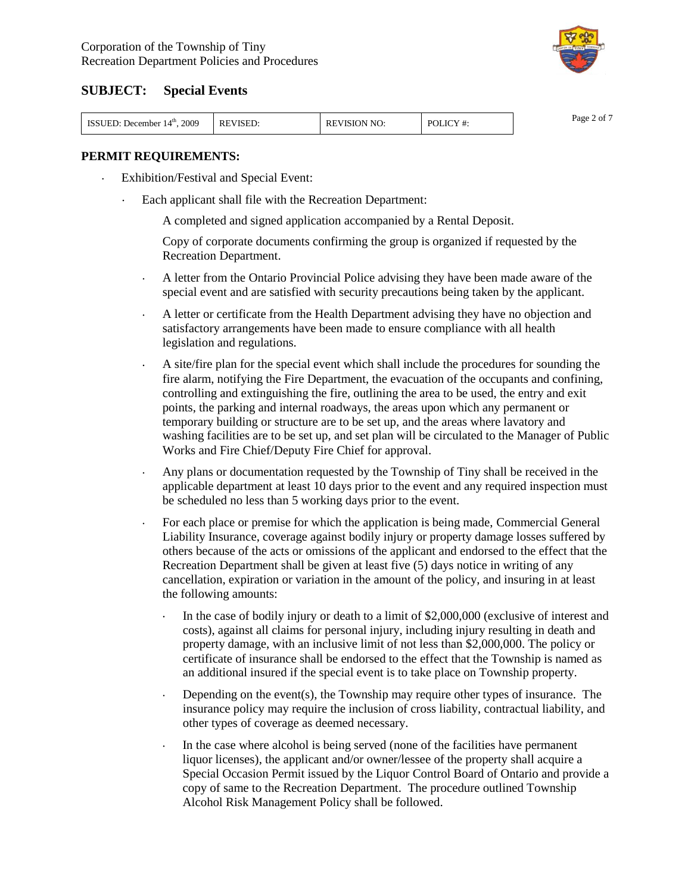## SUBJECT: Special Events

| ISSUED: December 14th, 2009 | REVISED: | REVISION NO: | POLICY #: |
|---|---|---|---|

**PERMIT REQUIREMENTS:**

- Exhibition/Festival and Special Event:
  - Each applicant shall file with the Recreation Department:

    A completed and signed application accompanied by a Rental Deposit.

    Copy of corporate documents confirming the group is organized if requested by the Recreation Department.

    - A letter from the Ontario Provincial Police advising they have been made aware of the special event and are satisfied with security precautions being taken by the applicant.
    - A letter or certificate from the Health Department advising they have no objection and satisfactory arrangements have been made to ensure compliance with all health legislation and regulations.
    - A site/fire plan for the special event which shall include the procedures for sounding the fire alarm, notifying the Fire Department, the evacuation of the occupants and confining, controlling and extinguishing the fire, outlining the area to be used, the entry and exit points, the parking and internal roadways, the areas upon which any permanent or temporary building or structure are to be set up, and the areas where lavatory and washing facilities are to be set up, and set plan will be circulated to the Manager of Public Works and Fire Chief/Deputy Fire Chief for approval.
    - Any plans or documentation requested by the Township of Tiny shall be received in the applicable department at least 10 days prior to the event and any required inspection must be scheduled no less than 5 working days prior to the event.
    - For each place or premise for which the application is being made, Commercial General Liability Insurance, coverage against bodily injury or property damage losses suffered by others because of the acts or omissions of the applicant and endorsed to the effect that the Recreation Department shall be given at least five (5) days notice in writing of any cancellation, expiration or variation in the amount of the policy, and insuring in at least the following amounts:
      - In the case of bodily injury or death to a limit of $2,000,000 (exclusive of interest and costs), against all claims for personal injury, including injury resulting in death and property damage, with an inclusive limit of not less than $2,000,000. The policy or certificate of insurance shall be endorsed to the effect that the Township is named as an additional insured if the special event is to take place on Township property.
      - Depending on the event(s), the Township may require other types of insurance. The insurance policy may require the inclusion of cross liability, contractual liability, and other types of coverage as deemed necessary.
      - In the case where alcohol is being served (none of the facilities have permanent liquor licenses), the applicant and/or owner/lessee of the property shall acquire a Special Occasion Permit issued by the Liquor Control Board of Ontario and provide a copy of same to the Recreation Department. The procedure outlined Township Alcohol Risk Management Policy shall be followed.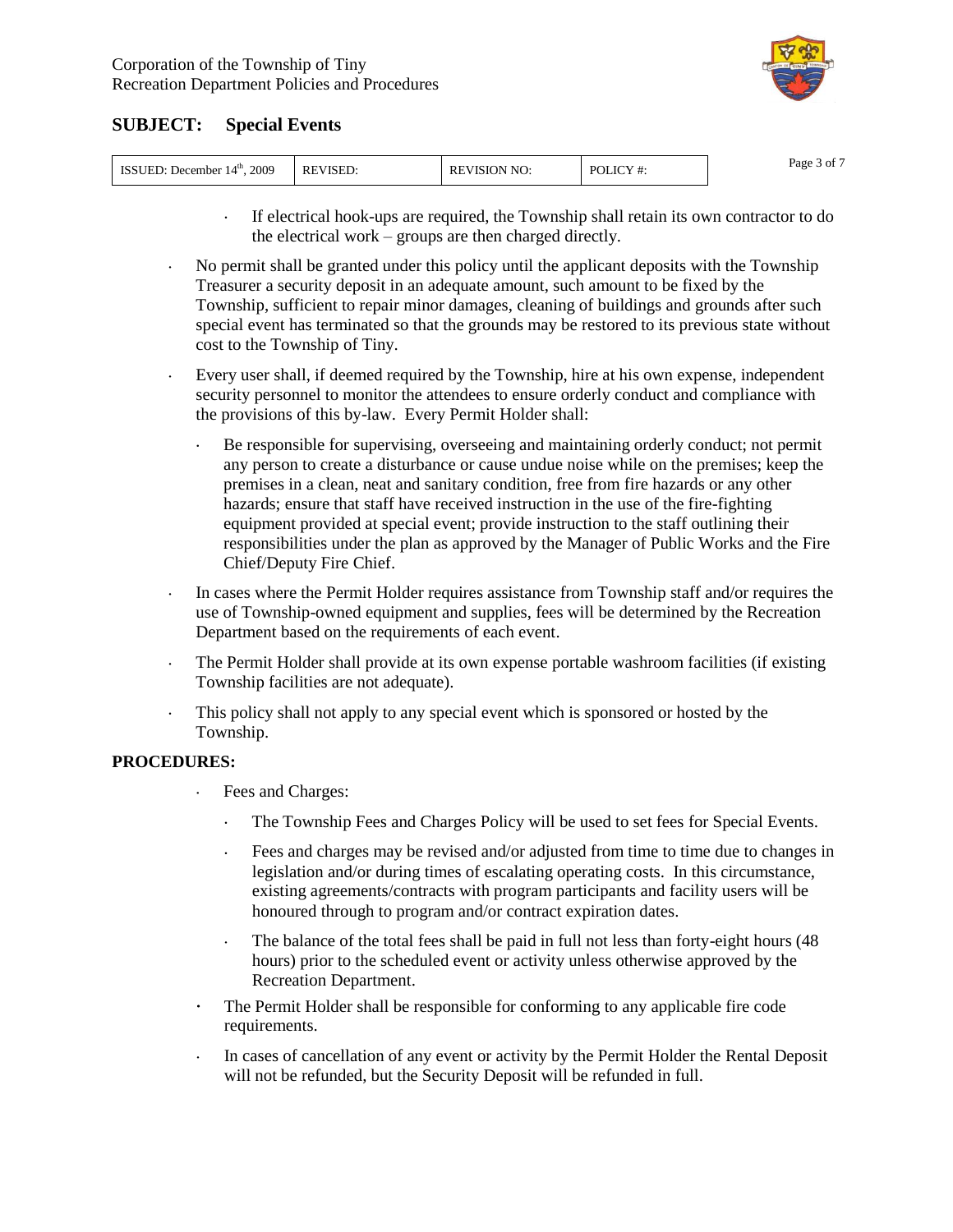- If electrical hook-ups are required, the Township shall retain its own contractor to do the electrical work – groups are then charged directly.

- No permit shall be granted under this policy until the applicant deposits with the Township Treasurer a security deposit in an adequate amount, such amount to be fixed by the Township, sufficient to repair minor damages, cleaning of buildings and grounds after such special event has terminated so that the grounds may be restored to its previous state without cost to the Township of Tiny.

- Every user shall, if deemed required by the Township, hire at his own expense, independent security personnel to monitor the attendees to ensure orderly conduct and compliance with the provisions of this by-law. Every Permit Holder shall:
  - Be responsible for supervising, overseeing and maintaining orderly conduct; not permit any person to create a disturbance or cause undue noise while on the premises; keep the premises in a clean, neat and sanitary condition, free from fire hazards or any other hazards; ensure that staff have received instruction in the use of the fire-fighting equipment provided at special event; provide instruction to the staff outlining their responsibilities under the plan as approved by the Manager of Public Works and the Fire Chief/Deputy Fire Chief.

- In cases where the Permit Holder requires assistance from Township staff and/or requires the use of Township-owned equipment and supplies, fees will be determined by the Recreation Department based on the requirements of each event.

- The Permit Holder shall provide at its own expense portable washroom facilities (if existing Township facilities are not adequate).

- This policy shall not apply to any special event which is sponsored or hosted by the Township.

**PROCEDURES:**

- Fees and Charges:
  - The Township Fees and Charges Policy will be used to set fees for Special Events.
  - Fees and charges may be revised and/or adjusted from time to time due to changes in legislation and/or during times of escalating operating costs. In this circumstance, existing agreements/contracts with program participants and facility users will be honoured through to program and/or contract expiration dates.
  - The balance of the total fees shall be paid in full not less than forty-eight hours (48 hours) prior to the scheduled event or activity unless otherwise approved by the Recreation Department.
- The Permit Holder shall be responsible for conforming to any applicable fire code requirements.
- In cases of cancellation of any event or activity by the Permit Holder the Rental Deposit will not be refunded, but the Security Deposit will be refunded in full.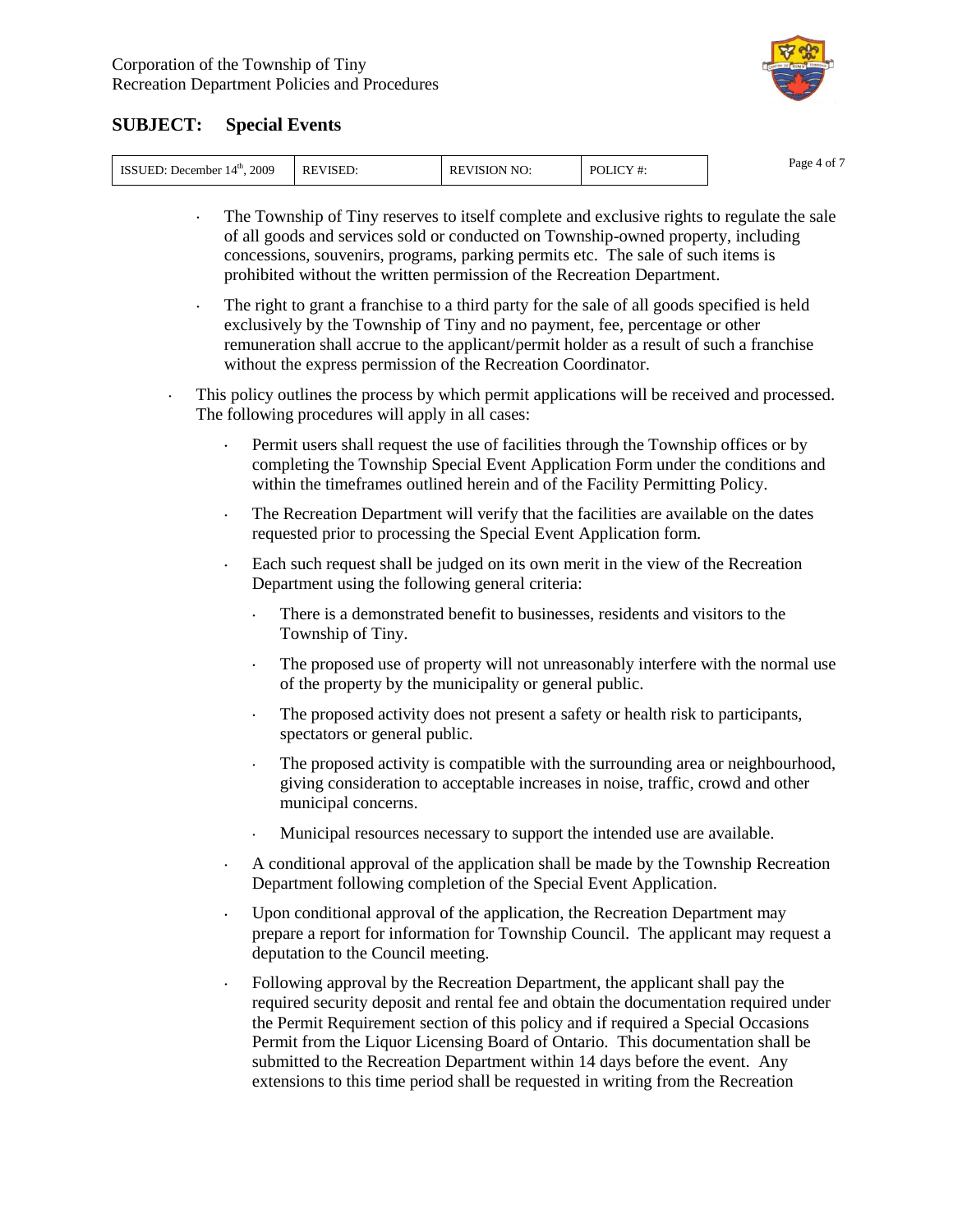- The Township of Tiny reserves to itself complete and exclusive rights to regulate the sale of all goods and services sold or conducted on Township-owned property, including concessions, souvenirs, programs, parking permits etc. The sale of such items is prohibited without the written permission of the Recreation Department.
- The right to grant a franchise to a third party for the sale of all goods specified is held exclusively by the Township of Tiny and no payment, fee, percentage or other remuneration shall accrue to the applicant/permit holder as a result of such a franchise without the express permission of the Recreation Coordinator.

- This policy outlines the process by which permit applications will be received and processed. The following procedures will apply in all cases:
  - Permit users shall request the use of facilities through the Township offices or by completing the Township Special Event Application Form under the conditions and within the timeframes outlined herein and of the Facility Permitting Policy.
  - The Recreation Department will verify that the facilities are available on the dates requested prior to processing the Special Event Application form.
  - Each such request shall be judged on its own merit in the view of the Recreation Department using the following general criteria:
    - There is a demonstrated benefit to businesses, residents and visitors to the Township of Tiny.
    - The proposed use of property will not unreasonably interfere with the normal use of the property by the municipality or general public.
    - The proposed activity does not present a safety or health risk to participants, spectators or general public.
    - The proposed activity is compatible with the surrounding area or neighbourhood, giving consideration to acceptable increases in noise, traffic, crowd and other municipal concerns.
    - Municipal resources necessary to support the intended use are available.
  - A conditional approval of the application shall be made by the Township Recreation Department following completion of the Special Event Application.
  - Upon conditional approval of the application, the Recreation Department may prepare a report for information for Township Council. The applicant may request a deputation to the Council meeting.
  - Following approval by the Recreation Department, the applicant shall pay the required security deposit and rental fee and obtain the documentation required under the Permit Requirement section of this policy and if required a Special Occasions Permit from the Liquor Licensing Board of Ontario. This documentation shall be submitted to the Recreation Department within 14 days before the event. Any extensions to this time period shall be requested in writing from the Recreation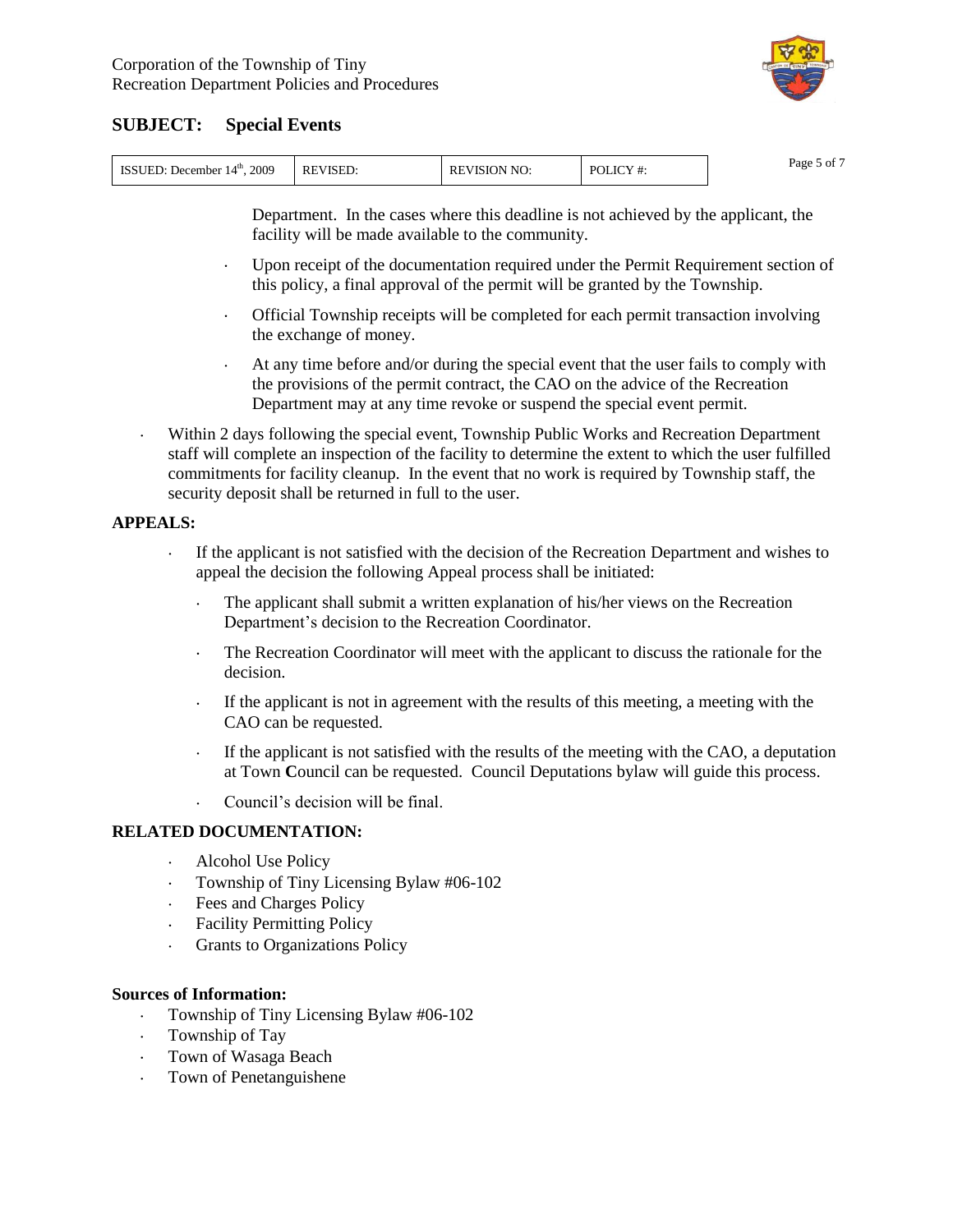Department. In the cases where this deadline is not achieved by the applicant, the facility will be made available to the community.

- Upon receipt of the documentation required under the Permit Requirement section of this policy, a final approval of the permit will be granted by the Township.
- Official Township receipts will be completed for each permit transaction involving the exchange of money.
- At any time before and/or during the special event that the user fails to comply with the provisions of the permit contract, the CAO on the advice of the Recreation Department may at any time revoke or suspend the special event permit.

- Within 2 days following the special event, Township Public Works and Recreation Department staff will complete an inspection of the facility to determine the extent to which the user fulfilled commitments for facility cleanup. In the event that no work is required by Township staff, the security deposit shall be returned in full to the user.

## APPEALS:

- If the applicant is not satisfied with the decision of the Recreation Department and wishes to appeal the decision the following Appeal process shall be initiated:
  - The applicant shall submit a written explanation of his/her views on the Recreation Department's decision to the Recreation Coordinator.
  - The Recreation Coordinator will meet with the applicant to discuss the rationale for the decision.
  - If the applicant is not in agreement with the results of this meeting, a meeting with the CAO can be requested.
  - If the applicant is not satisfied with the results of the meeting with the CAO, a deputation at Town **C**ouncil can be requested. Council Deputations bylaw will guide this process.
  - Council's decision will be final.

## RELATED DOCUMENTATION:

- Alcohol Use Policy
- Township of Tiny Licensing Bylaw #06-102
- Fees and Charges Policy
- Facility Permitting Policy
- Grants to Organizations Policy

### Sources of Information:

- Township of Tiny Licensing Bylaw #06-102
- Township of Tay
- Town of Wasaga Beach
- Town of Penetanguishene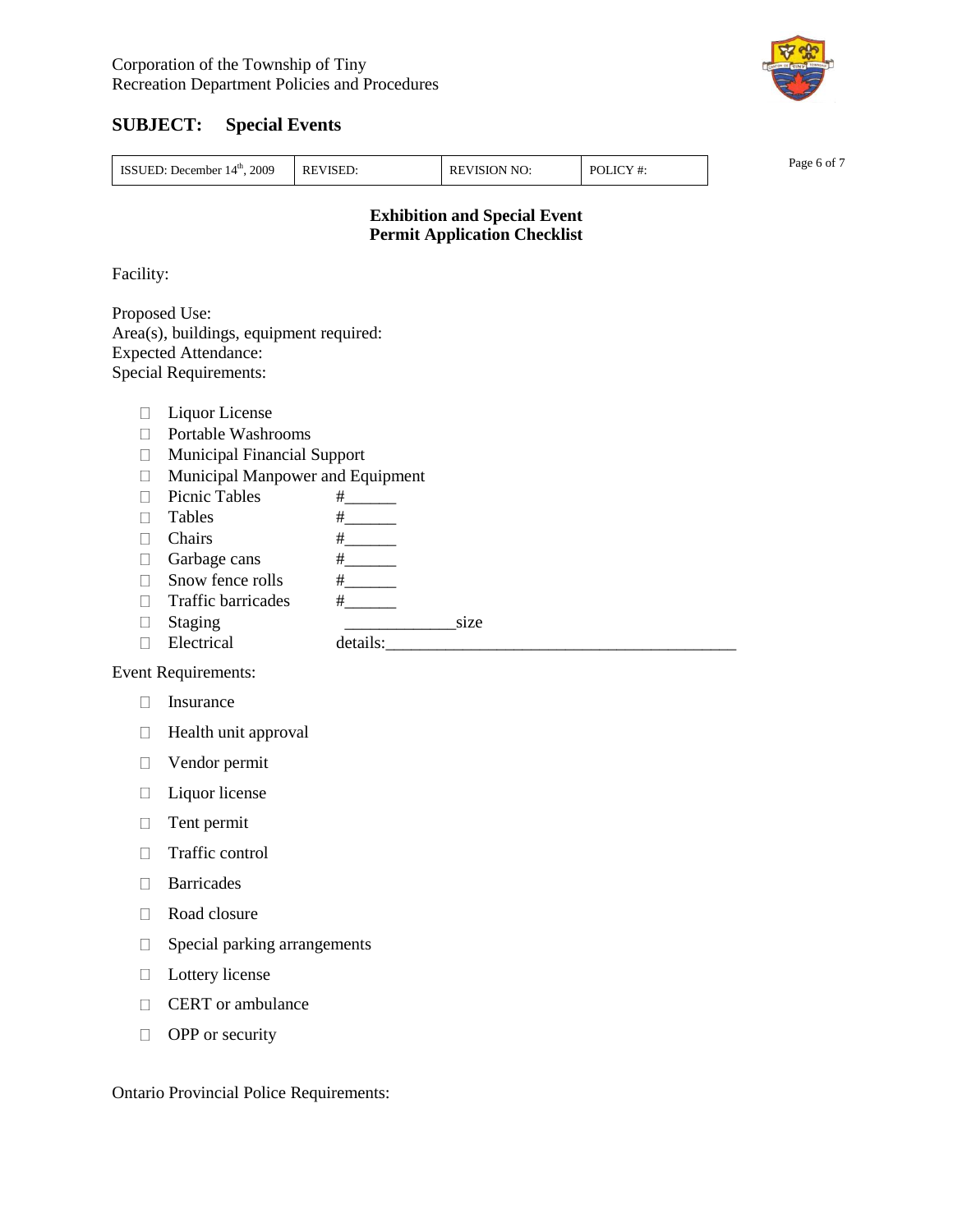Corporation of the Township of Tiny
Recreation Department Policies and Procedures

## SUBJECT: Special Events

| ISSUED: December 14th, 2009 | REVISED: | REVISION NO: | POLICY #: |
|---|---|---|---|

### Exhibition and Special Event Permit Application Checklist

Facility:

Proposed Use:
Area(s), buildings, equipment required:
Expected Attendance:
Special Requirements:

- ☐ Liquor License
- ☐ Portable Washrooms
- ☐ Municipal Financial Support
- ☐ Municipal Manpower and Equipment
- ☐ Picnic Tables #______
- ☐ Tables #______
- ☐ Chairs #______
- ☐ Garbage cans #______
- ☐ Snow fence rolls #______
- ☐ Traffic barricades #______
- ☐ Staging _____________size
- ☐ Electrical details:_________________________________________

Event Requirements:

- ☐ Insurance
- ☐ Health unit approval
- ☐ Vendor permit
- ☐ Liquor license
- ☐ Tent permit
- ☐ Traffic control
- ☐ Barricades
- ☐ Road closure
- ☐ Special parking arrangements
- ☐ Lottery license
- ☐ CERT or ambulance
- ☐ OPP or security

Ontario Provincial Police Requirements: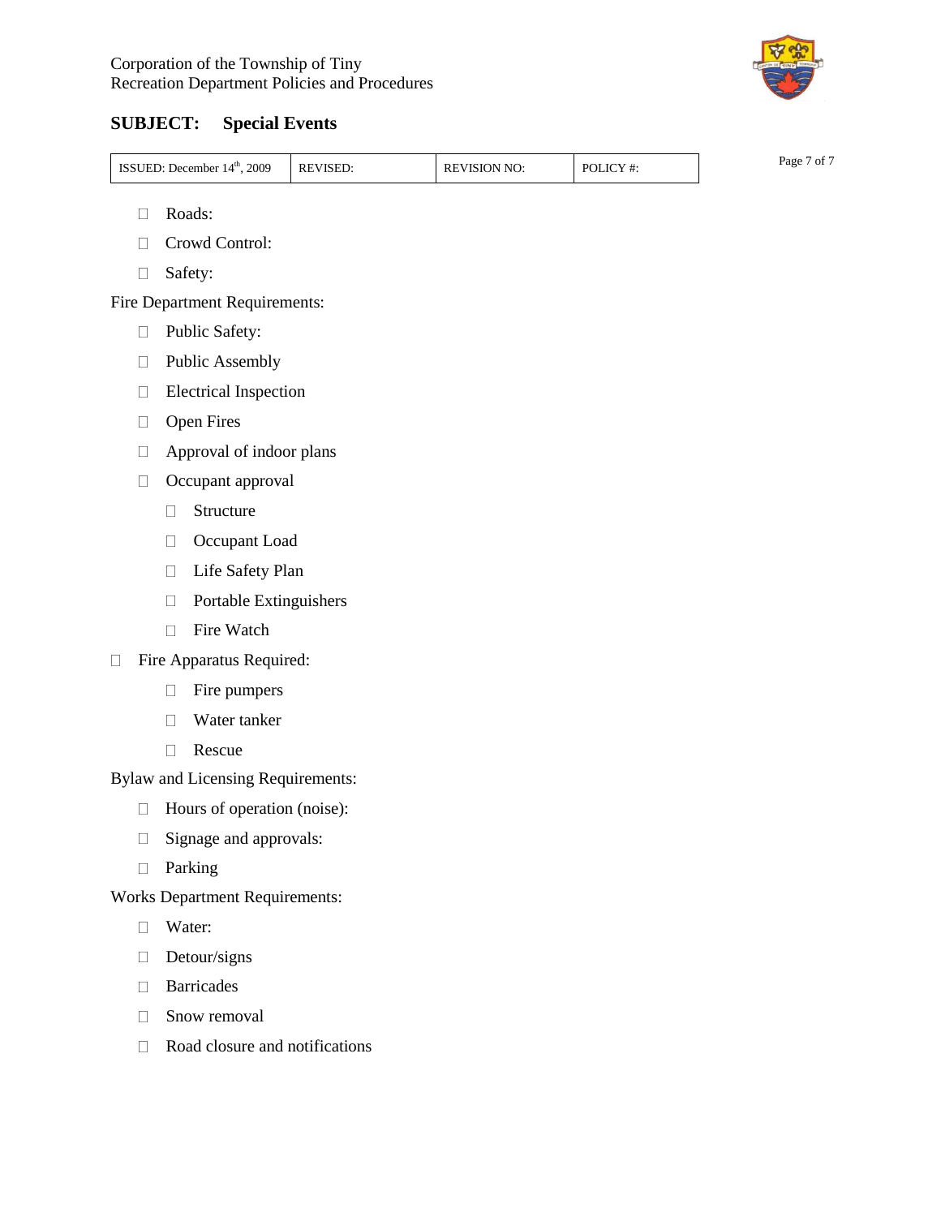- Roads:
- Crowd Control:
- Safety:

Fire Department Requirements:

- Public Safety:
- Public Assembly
- Electrical Inspection
- Open Fires
- Approval of indoor plans
- Occupant approval
  - Structure
  - Occupant Load
  - Life Safety Plan
  - Portable Extinguishers
  - Fire Watch
- Fire Apparatus Required:
  - Fire pumpers
  - Water tanker
  - Rescue

Bylaw and Licensing Requirements:

- Hours of operation (noise):
- Signage and approvals:
- Parking

Works Department Requirements:

- Water:
- Detour/signs
- Barricades
- Snow removal
- Road closure and notifications